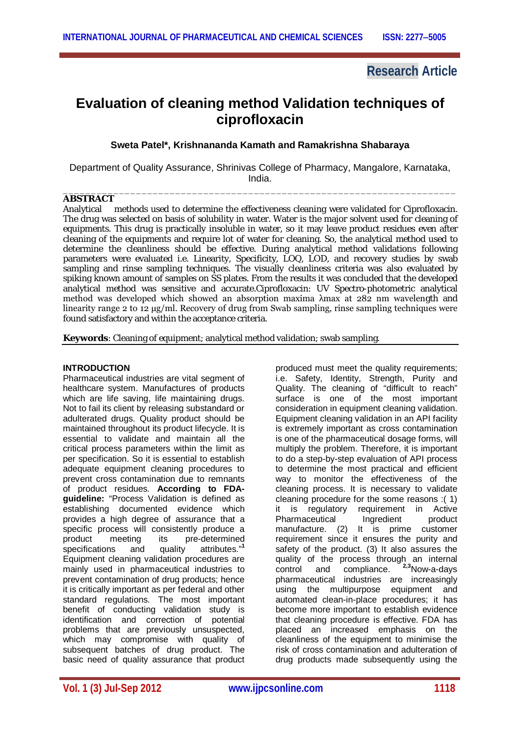Research Article

# Evaluation of cleaning method Validation techniques of ciprofloxacin

**Sweta Patel\*, Krishnananda Kamath and Ramakrishna Shabaraya**

Department of Quality Assurance, Shrinivas College of Pharmacy, Mangalore, Karnataka, India.

## ABSTRACT

Analytical methods used to determine the effectiveness cleaning were validated for Ciprofloxacin. The drug was selected on basis of solubility in water. Water is the major solvent used for cleaning of equipments. This drug is practically insoluble in water, so it may leave product residues even after cleaning of the equipments and require lot of water for cleaning. So, the analytical method used to determine the cleanliness should be effective. During analytical method validations following parameters were evaluated i.e. Linearity, Specificity, LOQ, LOD, and recovery studies by swab sampling and rinse sampling techniques. The visually cleanliness criteria was also evaluated by spiking known amount of samples on SS plates. From the results it was concluded that the developed analytical method was sensitive and accurate.Ciprofloxacin: UV Spectro-photometric analytical method was developed which showed an absorption maxima λmax at 282 nm wavelength and linearity range 2 to 12 µg/ml. Recovery of drug from Swab sampling, rinse sampling techniques were found satisfactory and within the acceptance criteria.

**Keywords**: Cleaning of equipment; analytical method validation; swab sampling.

## INTRODUCTION

Pharmaceutical industries are vital segment of healthcare system. Manufactures of products which are life saving, life maintaining drugs. Not to fail its client by releasing substandard or adulterated drugs. Quality product should be maintained throughout its product lifecycle. It is essential to validate and maintain all the critical process parameters within the limit as per specification. So it is essential to establish adequate equipment cleaning procedures to prevent cross contamination due to remnants of product residues. **According to FDA-guideline:** "Process Validation is defined as establishing documented evidence which provides a high degree of assurance that a specific process will consistently produce a product meeting its pre-determined specifications and quality attributes."[1] Equipment cleaning validation procedures are mainly used in pharmaceutical industries to prevent contamination of drug products; hence it is critically important as per federal and other standard regulations. The most important benefit of conducting validation study is identification and correction of potential problems that are previously unsuspected, which may compromise with quality of subsequent batches of drug product. The basic need of quality assurance that product produced must meet the quality requirements; i.e. Safety, Identity, Strength, Purity and Quality. The cleaning of "difficult to reach" surface is one of the most important consideration in equipment cleaning validation. Equipment cleaning validation in an API facility is extremely important as cross contamination is one of the pharmaceutical dosage forms, will multiply the problem. Therefore, it is important to do a step-by-step evaluation of API process to determine the most practical and efficient way to monitor the effectiveness of the cleaning process. It is necessary to validate cleaning procedure for the some reasons :( 1) it is regulatory requirement in Active Pharmaceutical Ingredient product manufacture. (2) It is prime customer requirement since it ensures the purity and safety of the product. (3) It also assures the quality of the process through an internal control and compliance. [2,3]Now-a-days pharmaceutical industries are increasingly using the multipurpose equipment and automated clean-in-place procedures; it has become more important to establish evidence that cleaning procedure is effective. FDA has placed an increased emphasis on the cleanliness of the equipment to minimise the risk of cross contamination and adulteration of drug products made subsequently using the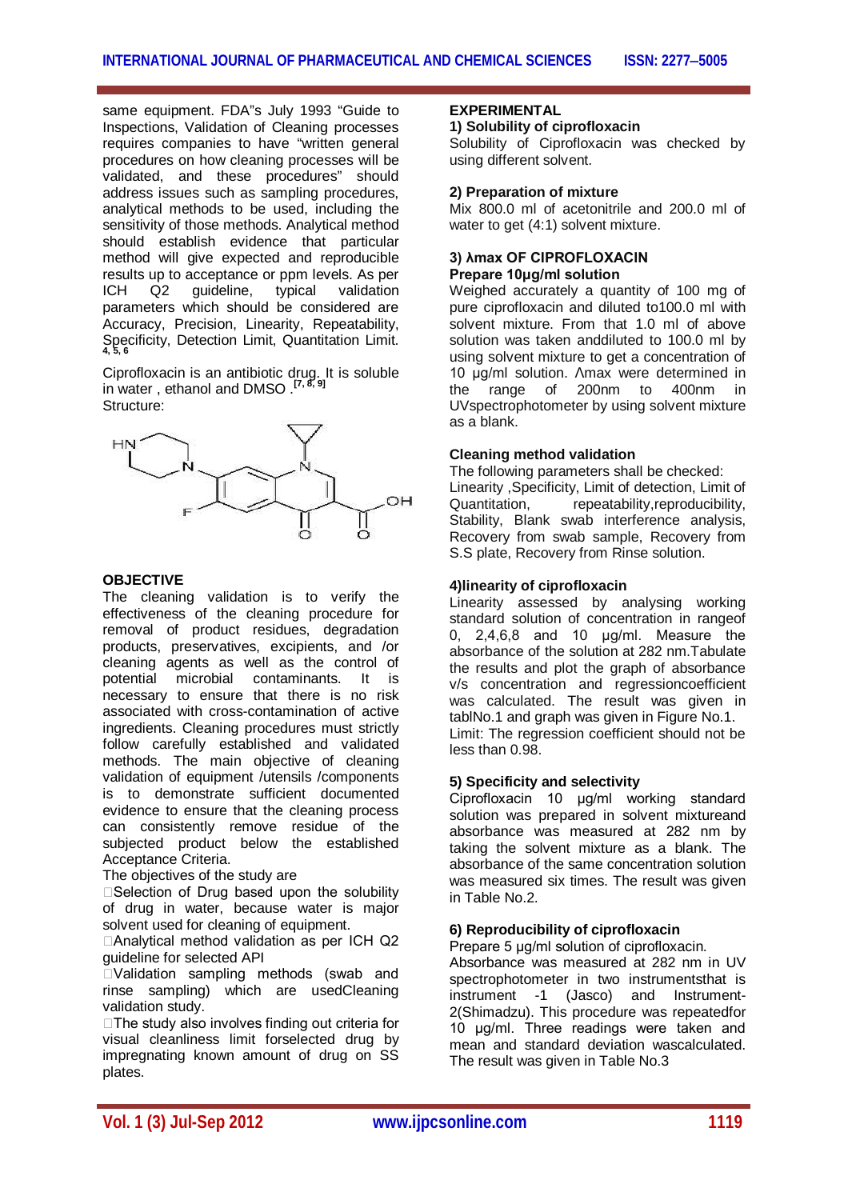same equipment. FDA"s July 1993 "Guide to Inspections, Validation of Cleaning processes requires companies to have "written general procedures on how cleaning processes will be validated, and these procedures" should address issues such as sampling procedures, analytical methods to be used, including the sensitivity of those methods. Analytical method should establish evidence that particular method will give expected and reproducible results up to acceptance or ppm levels. As per ICH Q2 guideline, typical validation parameters which should be considered are Accuracy, Precision, Linearity, Repeatability, Specificity, Detection Limit, Quantitation Limit. [4, 5, 6]

Ciprofloxacin is an antibiotic drug. It is soluble in water , ethanol and DMSO .[7, 8, 9]

Structure:

## OBJECTIVE

The cleaning validation is to verify the effectiveness of the cleaning procedure for removal of product residues, degradation products, preservatives, excipients, and /or cleaning agents as well as the control of potential microbial contaminants. It is necessary to ensure that there is no risk associated with cross-contamination of active ingredients. Cleaning procedures must strictly follow carefully established and validated methods. The main objective of cleaning validation of equipment /utensils /components is to demonstrate sufficient documented evidence to ensure that the cleaning process can consistently remove residue of the subjected product below the established Acceptance Criteria.

The objectives of the study are

- Selection of Drug based upon the solubility of drug in water, because water is major solvent used for cleaning of equipment.
- Analytical method validation as per ICH Q2 guideline for selected API
- Validation sampling methods (swab and rinse sampling) which are usedCleaning validation study.
- The study also involves finding out criteria for visual cleanliness limit forselected drug by impregnating known amount of drug on SS plates.

## EXPERIMENTAL

### 1) Solubility of ciprofloxacin

Solubility of Ciprofloxacin was checked by using different solvent.

### 2) Preparation of mixture

Mix 800.0 ml of acetonitrile and 200.0 ml of water to get (4:1) solvent mixture.

### 3) λmax OF CIPROFLOXACIN

**Prepare 10µg/ml solution**

Weighed accurately a quantity of 100 mg of pure ciprofloxacin and diluted to100.0 ml with solvent mixture. From that 1.0 ml of above solution was taken anddiluted to 100.0 ml by using solvent mixture to get a concentration of 10 µg/ml solution. Λmax were determined in the range of 200nm to 400nm in UVspectrophotometer by using solvent mixture as a blank.

### Cleaning method validation

The following parameters shall be checked:

Linearity ,Specificity, Limit of detection, Limit of Quantitation, repeatability,reproducibility, Stability, Blank swab interference analysis, Recovery from swab sample, Recovery from S.S plate, Recovery from Rinse solution.

### 4)linearity of ciprofloxacin

Linearity assessed by analysing working standard solution of concentration in rangeof 0, 2,4,6,8 and 10 µg/ml. Measure the absorbance of the solution at 282 nm.Tabulate the results and plot the graph of absorbance v/s concentration and regressioncoefficient was calculated. The result was given in tablNo.1 and graph was given in Figure No.1.

Limit: The regression coefficient should not be less than 0.98.

### 5) Specificity and selectivity

Ciprofloxacin 10 µg/ml working standard solution was prepared in solvent mixtureand absorbance was measured at 282 nm by taking the solvent mixture as a blank. The absorbance of the same concentration solution was measured six times. The result was given in Table No.2.

### 6) Reproducibility of ciprofloxacin

Prepare 5 µg/ml solution of ciprofloxacin.

Absorbance was measured at 282 nm in UV spectrophotometer in two instrumentsthat is instrument -1 (Jasco) and Instrument-2(Shimadzu). This procedure was repeatedfor 10 µg/ml. Three readings were taken and mean and standard deviation wascalculated. The result was given in Table No.3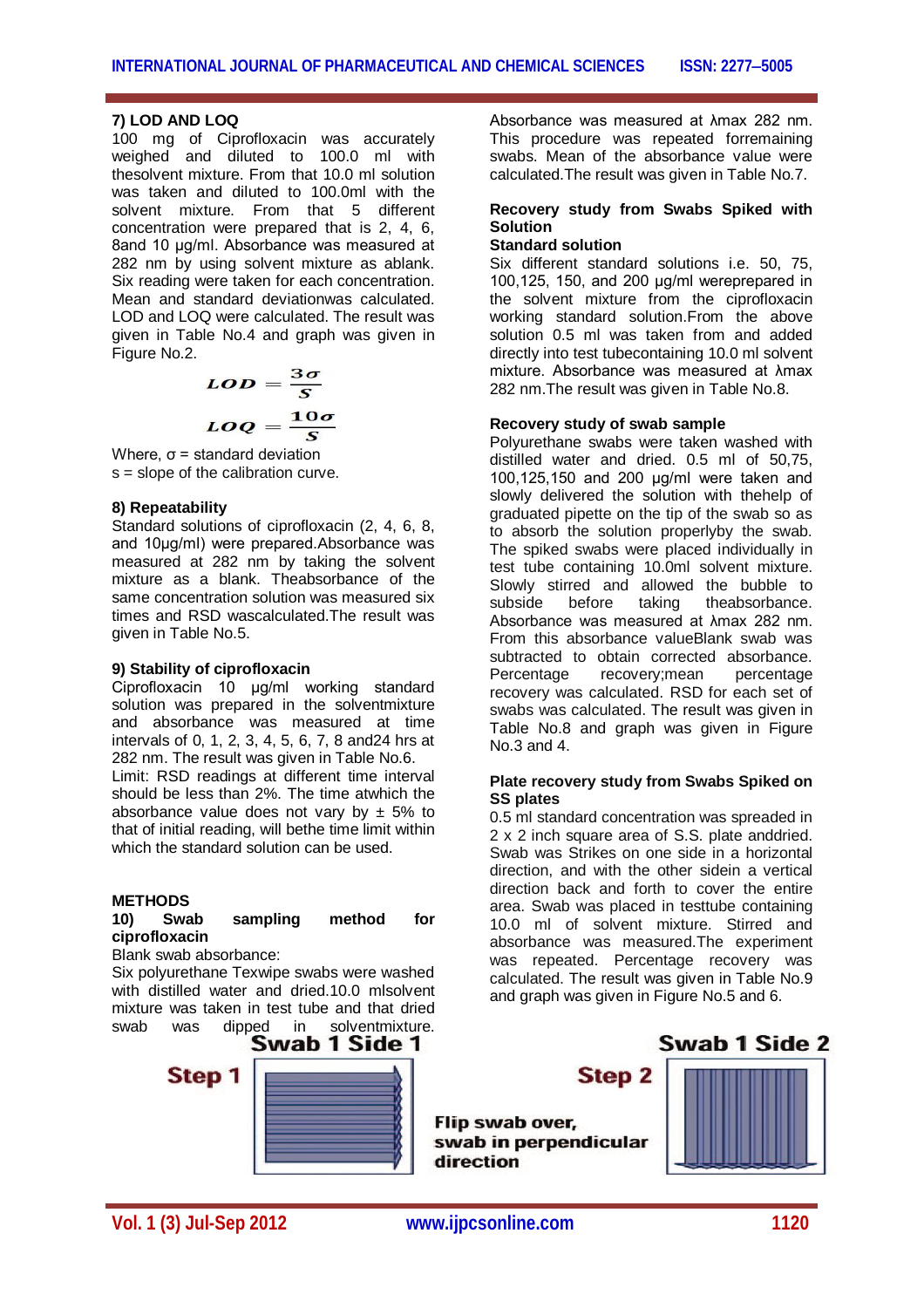### 7) LOD AND LOQ

100 mg of Ciprofloxacin was accurately weighed and diluted to 100.0 ml with thesolvent mixture. From that 10.0 ml solution was taken and diluted to 100.0ml with the solvent mixture. From that 5 different concentration were prepared that is 2, 4, 6, 8and 10 µg/ml. Absorbance was measured at 282 nm by using solvent mixture as ablank. Six reading were taken for each concentration. Mean and standard deviationwas calculated. LOD and LOQ were calculated. The result was given in Table No.4 and graph was given in Figure No.2.

$$LOD = \frac{3\sigma}{S}$$

$$LOQ = \frac{10\sigma}{S}$$

Where, σ = standard deviation
s = slope of the calibration curve.

### 8) Repeatability

Standard solutions of ciprofloxacin (2, 4, 6, 8, and 10µg/ml) were prepared.Absorbance was measured at 282 nm by taking the solvent mixture as a blank. Theabsorbance of the same concentration solution was measured six times and RSD wascalculated.The result was given in Table No.5.

### 9) Stability of ciprofloxacin

Ciprofloxacin 10 µg/ml working standard solution was prepared in the solventmixture and absorbance was measured at time intervals of 0, 1, 2, 3, 4, 5, 6, 7, 8 and24 hrs at 282 nm. The result was given in Table No.6.
Limit: RSD readings at different time interval should be less than 2%. The time atwhich the absorbance value does not vary by ± 5% to that of initial reading, will bethe time limit within which the standard solution can be used.

## METHODS

### 10) Swab sampling method for ciprofloxacin

Blank swab absorbance:
Six polyurethane Texwipe swabs were washed with distilled water and dried.10.0 mlsolvent mixture was taken in test tube and dried swab was dipped in solventmixture. Absorbance was measured at λmax 282 nm. This procedure was repeated forremaining swabs. Mean of the absorbance value were calculated.The result was given in Table No.7.

### Recovery study from Swabs Spiked with Solution

**Standard solution**

Six different standard solutions i.e. 50, 75, 100,125, 150, and 200 µg/ml wereprepared in the solvent mixture from the ciprofloxacin working standard solution.From the above solution 0.5 ml was taken from and added directly into test tubecontaining 10.0 ml solvent mixture. Absorbance was measured at λmax 282 nm.The result was given in Table No.8.

### Recovery study of swab sample

Polyurethane swabs were taken washed with distilled water and dried. 0.5 ml of 50,75, 100,125,150 and 200 µg/ml were taken and slowly delivered the solution with thehelp of graduated pipette on the tip of the swab so as to absorb the solution properlyby the swab. The spiked swabs were placed individually in test tube containing 10.0ml solvent mixture. Slowly stirred and allowed the bubble to subside before taking theabsorbance. Absorbance was measured at λmax 282 nm. From this absorbance valueBlank swab was subtracted to obtain corrected absorbance. Percentage recovery;mean percentage recovery was calculated. RSD for each set of swabs was calculated. The result was given in Table No.8 and graph was given in Figure No.3 and 4.

### Plate recovery study from Swabs Spiked on SS plates

0.5 ml standard concentration was spreaded in 2 x 2 inch square area of S.S. plate anddried. Swab was Strikes on one side in a horizontal direction, and with the other sidein a vertical direction back and forth to cover the entire area. Swab was placed in testtube containing 10.0 ml of solvent mixture. Stirred and absorbance was measured.The experiment was repeated. Percentage recovery was calculated. The result was given in Table No.9 and graph was given in Figure No.5 and 6.

Swab 1 Side 1

Step 1

Step 2

Flip swab over, swab in perpendicular direction

Swab 1 Side 2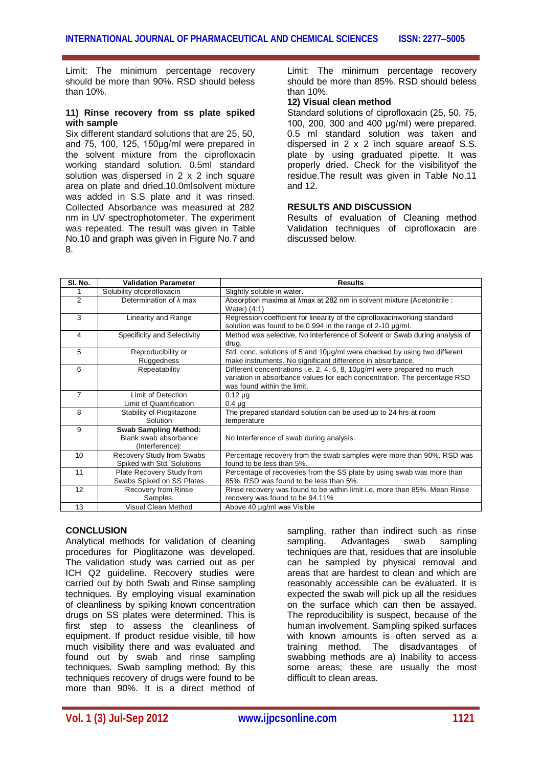Limit: The minimum percentage recovery should be more than 90%. RSD should beless than 10%.

**11) Rinse recovery from ss plate spiked with sample**

Six different standard solutions that are 25, 50, and 75, 100, 125, 150µg/ml were prepared in the solvent mixture from the ciprofloxacin working standard solution. 0.5ml standard solution was dispersed in 2 x 2 inch square area on plate and dried.10.0mlsolvent mixture was added in S.S plate and it was rinsed. Collected Absorbance was measured at 282 nm in UV spectrophotometer. The experiment was repeated. The result was given in Table No.10 and graph was given in Figure No.7 and 8.

Limit: The minimum percentage recovery should be more than 85%. RSD should beless than 10%.

**12) Visual clean method**

Standard solutions of ciprofloxacin (25, 50, 75, 100, 200, 300 and 400 µg/ml) were prepared. 0.5 ml standard solution was taken and dispersed in 2 x 2 inch square areaof S.S. plate by using graduated pipette. It was properly dried. Check for the visibilityof the residue.The result was given in Table No.11 and 12.

## RESULTS AND DISCUSSION

Results of evaluation of Cleaning method Validation techniques of ciprofloxacin are discussed below.

| Sl. No. | Validation Parameter | Results |
|---|---|---|
| 1 | Solubility ofciprofloxacin | Slightly soluble in water. |
| 2 | Determination of λ max | Absorption maxima at λmax at 282 nm in solvent mixture (Acetonitrile : Water) (4:1) |
| 3 | Linearity and Range | Regression coefficient for linearity of the ciprofloxacinworking standard solution was found to be 0.994 in the range of 2-10 µg/ml. |
| 4 | Specificity and Selectivity | Method was selective, No interference of Solvent or Swab during analysis of drug. |
| 5 | Reproducibility or Ruggedness | Std. conc. solutions of 5 and 10µg/ml were checked by using two different make instruments. No significant difference in absorbance. |
| 6 | Repeatability | Different concentrations i.e. 2, 4, 6, 8, 10µg/ml were prepared no much variation in absorbance values for each concentration. The percentage RSD was found within the limit. |
| 7 | Limit of Detection<br>Limit of Quantification | 0.12 µg<br>0.4 µg |
| 8 | Stability of Pioglitazone Solution | The prepared standard solution can be used up to 24 hrs at room temperature |
| 9 | **Swab Sampling Method:** Blank swab absorbance (Interference): | No Interference of swab during analysis. |
| 10 | Recovery Study from Swabs Spiked with Std. Solutions | Percentage recovery from the swab samples were more than 90%. RSD was found to be less than 5%. |
| 11 | Plate Recovery Study from Swabs Spiked on SS Plates | Percentage of recoveries from the SS plate by using swab was more than 85%. RSD was found to be less than 5%. |
| 12 | Recovery from Rinse Samples. | Rinse recovery was found to be within limit i.e. more than 85%. Mean Rinse recovery was found to be 94.11% |
| 13 | Visual Clean Method | Above 40 µg/ml was Visible |

## CONCLUSION

Analytical methods for validation of cleaning procedures for Pioglitazone was developed. The validation study was carried out as per ICH Q2 guideline. Recovery studies were carried out by both Swab and Rinse sampling techniques. By employing visual examination of cleanliness by spiking known concentration drugs on SS plates were determined. This is first step to assess the cleanliness of equipment. If product residue visible, till how much visibility there and was evaluated and found out by swab and rinse sampling techniques. Swab sampling method: By this techniques recovery of drugs were found to be more than 90%. It is a direct method of sampling, rather than indirect such as rinse sampling. Advantages swab sampling techniques are that, residues that are insoluble can be sampled by physical removal and areas that are hardest to clean and which are reasonably accessible can be evaluated. It is expected the swab will pick up all the residues on the surface which can then be assayed. The reproducibility is suspect, because of the human involvement. Sampling spiked surfaces with known amounts is often served as a training method. The disadvantages of swabbing methods are a) Inability to access some areas; these are usually the most difficult to clean areas.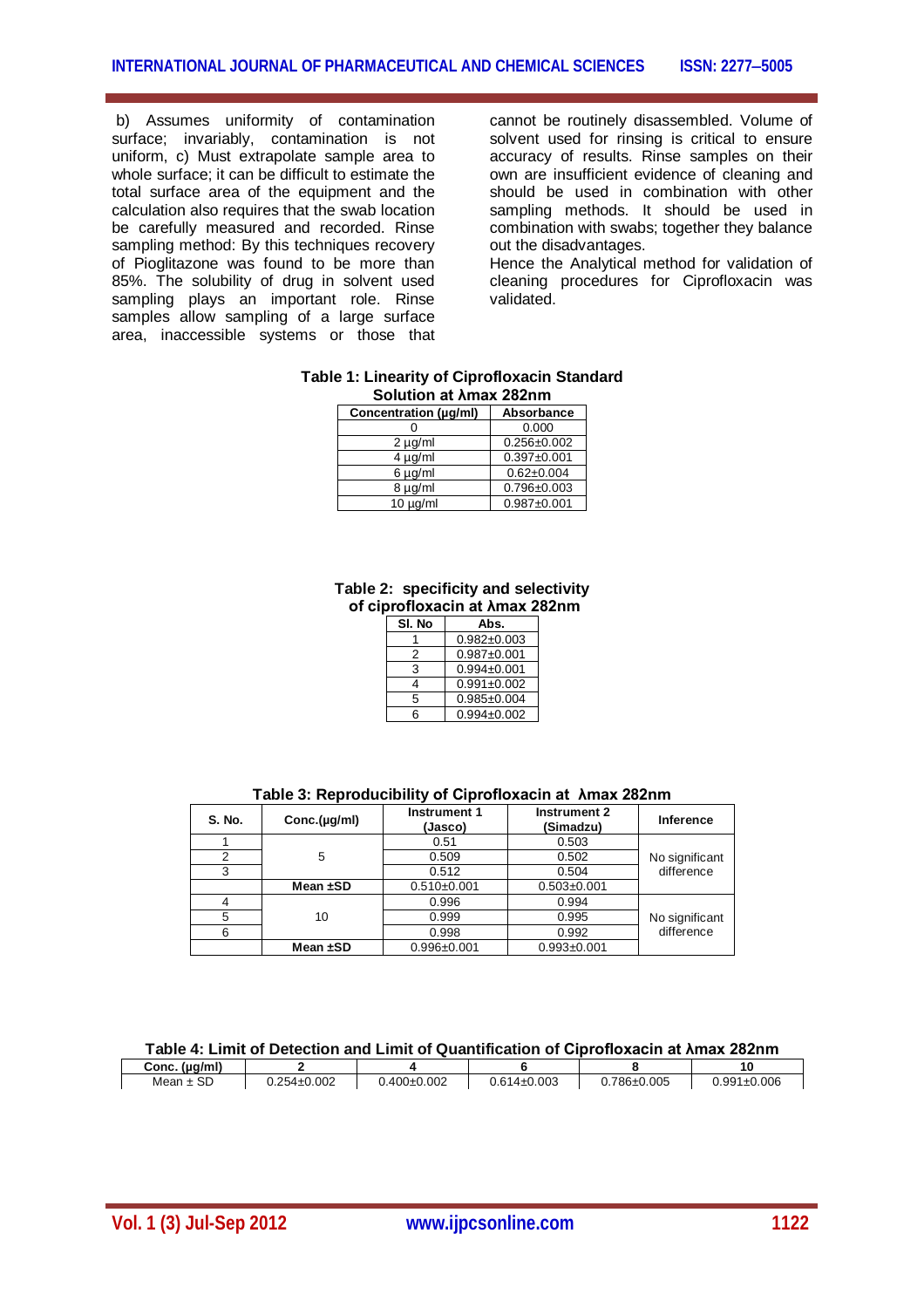b) Assumes uniformity of contamination surface; invariably, contamination is not uniform, c) Must extrapolate sample area to whole surface; it can be difficult to estimate the total surface area of the equipment and the calculation also requires that the swab location be carefully measured and recorded. Rinse sampling method: By this techniques recovery of Pioglitazone was found to be more than 85%. The solubility of drug in solvent used sampling plays an important role. Rinse samples allow sampling of a large surface area, inaccessible systems or those that cannot be routinely disassembled. Volume of solvent used for rinsing is critical to ensure accuracy of results. Rinse samples on their own are insufficient evidence of cleaning and should be used in combination with other sampling methods. It should be used in combination with swabs; together they balance out the disadvantages.

Hence the Analytical method for validation of cleaning procedures for Ciprofloxacin was validated.

**Table 1: Linearity of Ciprofloxacin Standard Solution at λmax 282nm**

| Concentration (µg/ml) | Absorbance |
|---|---|
| 0 | 0.000 |
| 2 µg/ml | 0.256±0.002 |
| 4 µg/ml | 0.397±0.001 |
| 6 µg/ml | 0.62±0.004 |
| 8 µg/ml | 0.796±0.003 |
| 10 µg/ml | 0.987±0.001 |

**Table 2: specificity and selectivity of ciprofloxacin at λmax 282nm**

| Sl. No | Abs. |
|---|---|
| 1 | 0.982±0.003 |
| 2 | 0.987±0.001 |
| 3 | 0.994±0.001 |
| 4 | 0.991±0.002 |
| 5 | 0.985±0.004 |
| 6 | 0.994±0.002 |

**Table 3: Reproducibility of Ciprofloxacin at λmax 282nm**

| S. No. | Conc.(µg/ml) | Instrument 1 (Jasco) | Instrument 2 (Simadzu) | Inference |
|---|---|---|---|---|
| 1 | 5 | 0.51 | 0.503 | No significant difference |
| 2 | | 0.509 | 0.502 | |
| 3 | | 0.512 | 0.504 | |
| | **Mean ±SD** | 0.510±0.001 | 0.503±0.001 | |
| 4 | 10 | 0.996 | 0.994 | No significant difference |
| 5 | | 0.999 | 0.995 | |
| 6 | | 0.998 | 0.992 | |
| | **Mean ±SD** | 0.996±0.001 | 0.993±0.001 | |

**Table 4: Limit of Detection and Limit of Quantification of Ciprofloxacin at λmax 282nm**

| Conc. (µg/ml) | 2 | 4 | 6 | 8 | 10 |
|---|---|---|---|---|---|
| Mean ± SD | 0.254±0.002 | 0.400±0.002 | 0.614±0.003 | 0.786±0.005 | 0.991±0.006 |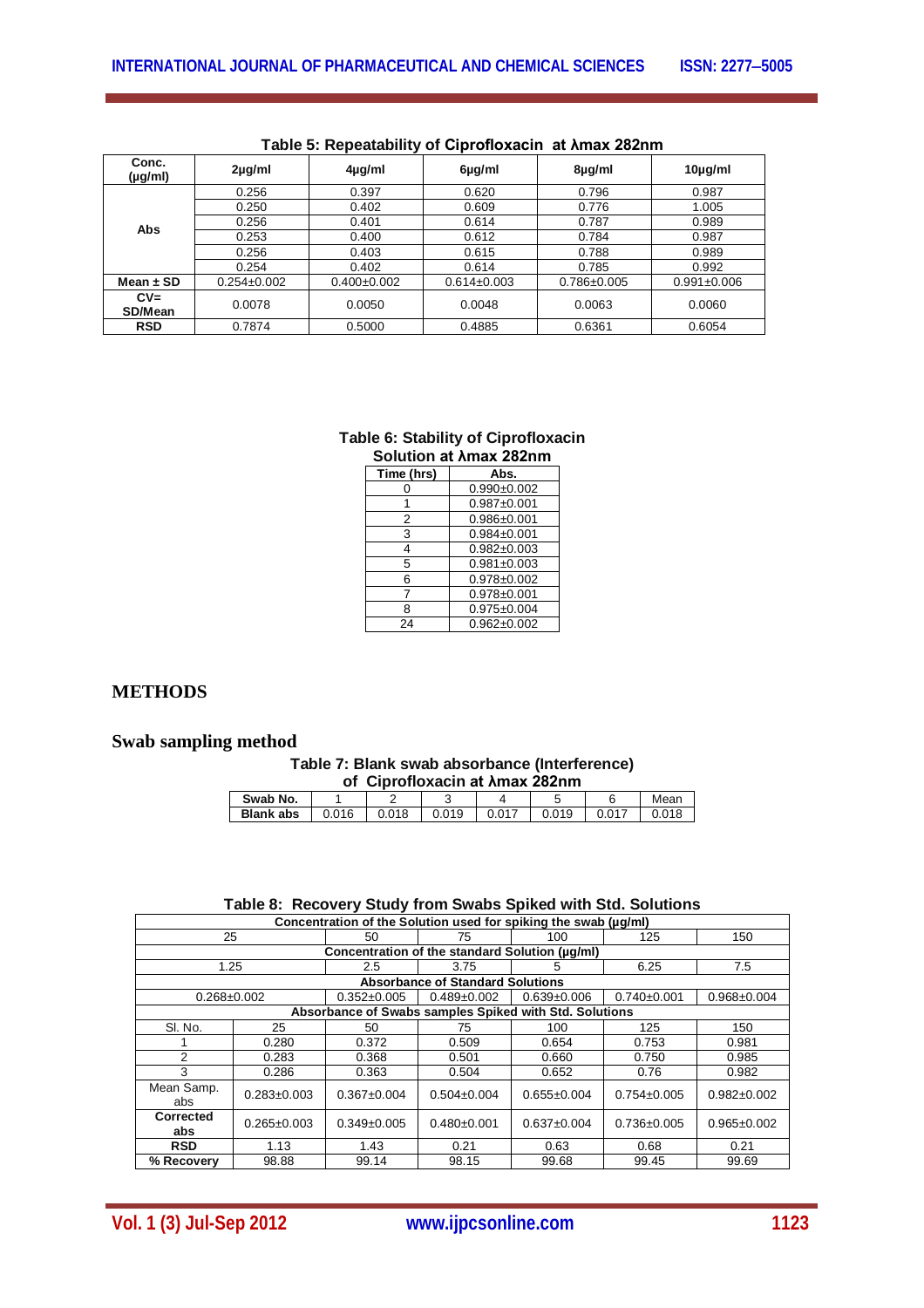**Table 5: Repeatability of Ciprofloxacin at λmax 282nm**

| Conc. (μg/ml) | 2μg/ml | 4μg/ml | 6μg/ml | 8μg/ml | 10μg/ml |
|---|---|---|---|---|---|
| Abs | 0.256 | 0.397 | 0.620 | 0.796 | 0.987 |
| | 0.250 | 0.402 | 0.609 | 0.776 | 1.005 |
| | 0.256 | 0.401 | 0.614 | 0.787 | 0.989 |
| | 0.253 | 0.400 | 0.612 | 0.784 | 0.987 |
| | 0.256 | 0.403 | 0.615 | 0.788 | 0.989 |
| | 0.254 | 0.402 | 0.614 | 0.785 | 0.992 |
| **Mean ± SD** | 0.254±0.002 | 0.400±0.002 | 0.614±0.003 | 0.786±0.005 | 0.991±0.006 |
| **CV= SD/Mean** | 0.0078 | 0.0050 | 0.0048 | 0.0063 | 0.0060 |
| **RSD** | 0.7874 | 0.5000 | 0.4885 | 0.6361 | 0.6054 |

**Table 6: Stability of Ciprofloxacin Solution at λmax 282nm**

| Time (hrs) | Abs. |
|---|---|
| 0 | 0.990±0.002 |
| 1 | 0.987±0.001 |
| 2 | 0.986±0.001 |
| 3 | 0.984±0.001 |
| 4 | 0.982±0.003 |
| 5 | 0.981±0.003 |
| 6 | 0.978±0.002 |
| 7 | 0.978±0.001 |
| 8 | 0.975±0.004 |
| 24 | 0.962±0.002 |

## METHODS

### Swab sampling method

**Table 7: Blank swab absorbance (Interference) of Ciprofloxacin at λmax 282nm**

| Swab No. | 1 | 2 | 3 | 4 | 5 | 6 | Mean |
|---|---|---|---|---|---|---|---|
| **Blank abs** | 0.016 | 0.018 | 0.019 | 0.017 | 0.019 | 0.017 | 0.018 |

**Table 8: Recovery Study from Swabs Spiked with Std. Solutions**

| Concentration of the Solution used for spiking the swab (μg/ml) | | | | | | |
|---|---|---|---|---|---|---|
| 25 | | 50 | 75 | 100 | 125 | 150 |
| **Concentration of the standard Solution (μg/ml)** | | | | | | |
| 1.25 | | 2.5 | 3.75 | 5 | 6.25 | 7.5 |
| **Absorbance of Standard Solutions** | | | | | | |
| 0.268±0.002 | | 0.352±0.005 | 0.489±0.002 | 0.639±0.006 | 0.740±0.001 | 0.968±0.004 |
| **Absorbance of Swabs samples Spiked with Std. Solutions** | | | | | | |
| Sl. No. | 25 | 50 | 75 | 100 | 125 | 150 |
| 1 | 0.280 | 0.372 | 0.509 | 0.654 | 0.753 | 0.981 |
| 2 | 0.283 | 0.368 | 0.501 | 0.660 | 0.750 | 0.985 |
| 3 | 0.286 | 0.363 | 0.504 | 0.652 | 0.76 | 0.982 |
| Mean Samp. abs | 0.283±0.003 | 0.367±0.004 | 0.504±0.004 | 0.655±0.004 | 0.754±0.005 | 0.982±0.002 |
| **Corrected abs** | 0.265±0.003 | 0.349±0.005 | 0.480±0.001 | 0.637±0.004 | 0.736±0.005 | 0.965±0.002 |
| **RSD** | 1.13 | 1.43 | 0.21 | 0.63 | 0.68 | 0.21 |
| **% Recovery** | 98.88 | 99.14 | 98.15 | 99.68 | 99.45 | 99.69 |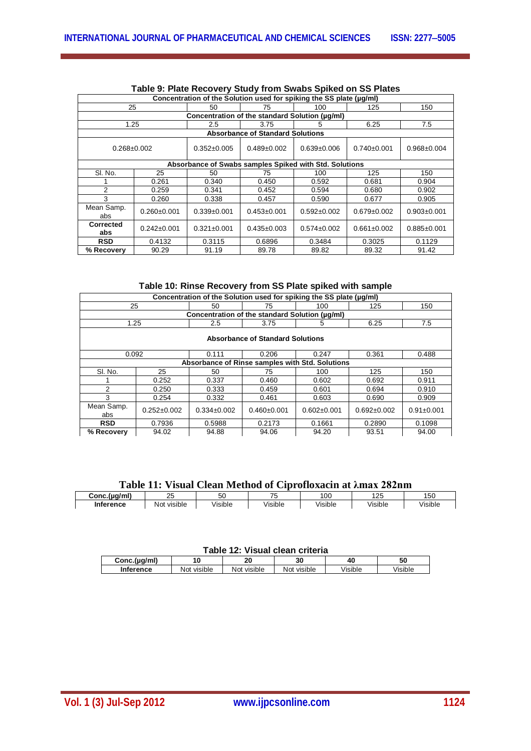**Table 9: Plate Recovery Study from Swabs Spiked on SS Plates**

| Concentration of the Solution used for spiking the SS plate (µg/ml) | | | | | | |
|---|---|---|---|---|---|---|
| 25 | | 50 | 75 | 100 | 125 | 150 |
| **Concentration of the standard Solution (µg/ml)** | | | | | | |
| 1.25 | | 2.5 | 3.75 | 5 | 6.25 | 7.5 |
| **Absorbance of Standard Solutions** | | | | | | |
| 0.268±0.002 | | 0.352±0.005 | 0.489±0.002 | 0.639±0.006 | 0.740±0.001 | 0.968±0.004 |
| **Absorbance of Swabs samples Spiked with Std. Solutions** | | | | | | |
| Sl. No. | 25 | 50 | 75 | 100 | 125 | 150 |
| 1 | 0.261 | 0.340 | 0.450 | 0.592 | 0.681 | 0.904 |
| 2 | 0.259 | 0.341 | 0.452 | 0.594 | 0.680 | 0.902 |
| 3 | 0.260 | 0.338 | 0.457 | 0.590 | 0.677 | 0.905 |
| Mean Samp. abs | 0.260±0.001 | 0.339±0.001 | 0.453±0.001 | 0.592±0.002 | 0.679±0.002 | 0.903±0.001 |
| **Corrected abs** | 0.242±0.001 | 0.321±0.001 | 0.435±0.003 | 0.574±0.002 | 0.661±0.002 | 0.885±0.001 |
| **RSD** | 0.4132 | 0.3115 | 0.6896 | 0.3484 | 0.3025 | 0.1129 |
| **% Recovery** | 90.29 | 91.19 | 89.78 | 89.82 | 89.32 | 91.42 |

**Table 10: Rinse Recovery from SS Plate spiked with sample**

| Concentration of the Solution used for spiking the SS plate (µg/ml) | | | | | | |
|---|---|---|---|---|---|---|
| 25 | | 50 | 75 | 100 | 125 | 150 |
| **Concentration of the standard Solution (µg/ml)** | | | | | | |
| 1.25 | | 2.5 | 3.75 | 5 | 6.25 | 7.5 |
| **Absorbance of Standard Solutions** | | | | | | |
| 0.092 | | 0.111 | 0.206 | 0.247 | 0.361 | 0.488 |
| **Absorbance of Rinse samples with Std. Solutions** | | | | | | |
| Sl. No. | 25 | 50 | 75 | 100 | 125 | 150 |
| 1 | 0.252 | 0.337 | 0.460 | 0.602 | 0.692 | 0.911 |
| 2 | 0.250 | 0.333 | 0.459 | 0.601 | 0.694 | 0.910 |
| 3 | 0.254 | 0.332 | 0.461 | 0.603 | 0.690 | 0.909 |
| Mean Samp. abs | 0.252±0.002 | 0.334±0.002 | 0.460±0.001 | 0.602±0.001 | 0.692±0.002 | 0.91±0.001 |
| **RSD** | 0.7936 | 0.5988 | 0.2173 | 0.1661 | 0.2890 | 0.1098 |
| **% Recovery** | 94.02 | 94.88 | 94.06 | 94.20 | 93.51 | 94.00 |

**Table 11: Visual Clean Method of Ciprofloxacin at λmax 282nm**

| **Conc.(µg/ml)** | 25 | 50 | 75 | 100 | 125 | 150 |
|---|---|---|---|---|---|---|
| **Inference** | Not visible | Visible | Visible | Visible | Visible | Visible |

**Table 12: Visual clean criteria**

| **Conc.(µg/ml)** | **10** | **20** | **30** | **40** | **50** |
|---|---|---|---|---|---|
| **Inference** | Not visible | Not visible | Not visible | Visible | Visible |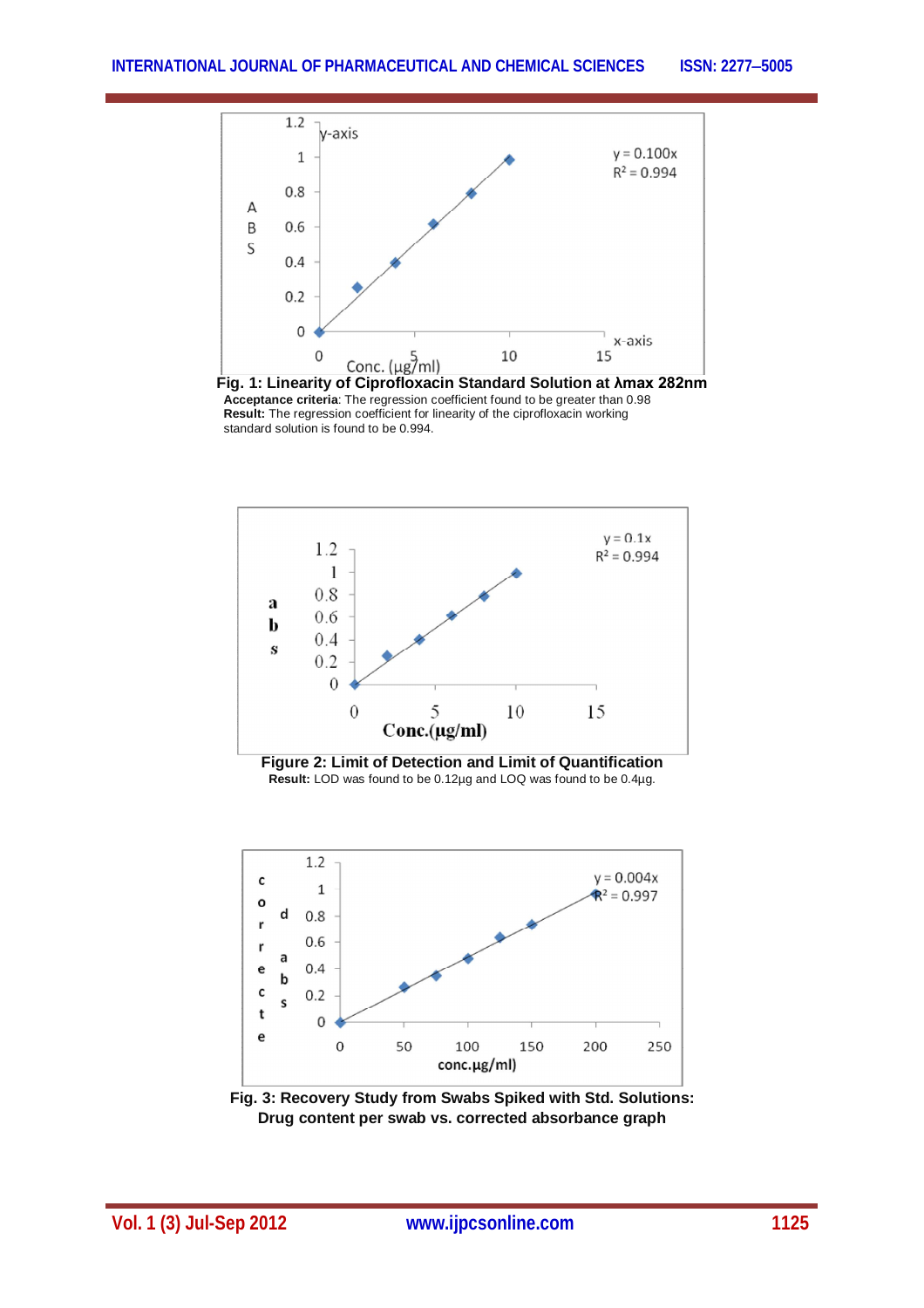1.2
y-axis
1
0.8
A
B
S
0.6
0.4
0.2
0
0
5
10
15
x-axis
Conc. (µg/ml)

y = 0.100x
$R^2$ = 0.994

**Fig. 1: Linearity of Ciprofloxacin Standard Solution at λmax 282nm**

**Acceptance criteria**: The regression coefficient found to be greater than 0.98
**Result:** The regression coefficient for linearity of the ciprofloxacin working standard solution is found to be 0.994.

1.2
1
0.8
a
b
s
0.6
0.4
0.2
0
0
5
10
15
Conc.(µg/ml)

y = 0.1x
$R^2$ = 0.994

**Figure 2: Limit of Detection and Limit of Quantification**

**Result:** LOD was found to be 0.12µg and LOQ was found to be 0.4µg.

1.2
1
0.8
0.6
0.4
0.2
0
corrected abs
0
50
100
150
200
250
conc.µg/ml)

y = 0.004x
$R^2$ = 0.997

**Fig. 3: Recovery Study from Swabs Spiked with Std. Solutions: Drug content per swab vs. corrected absorbance graph**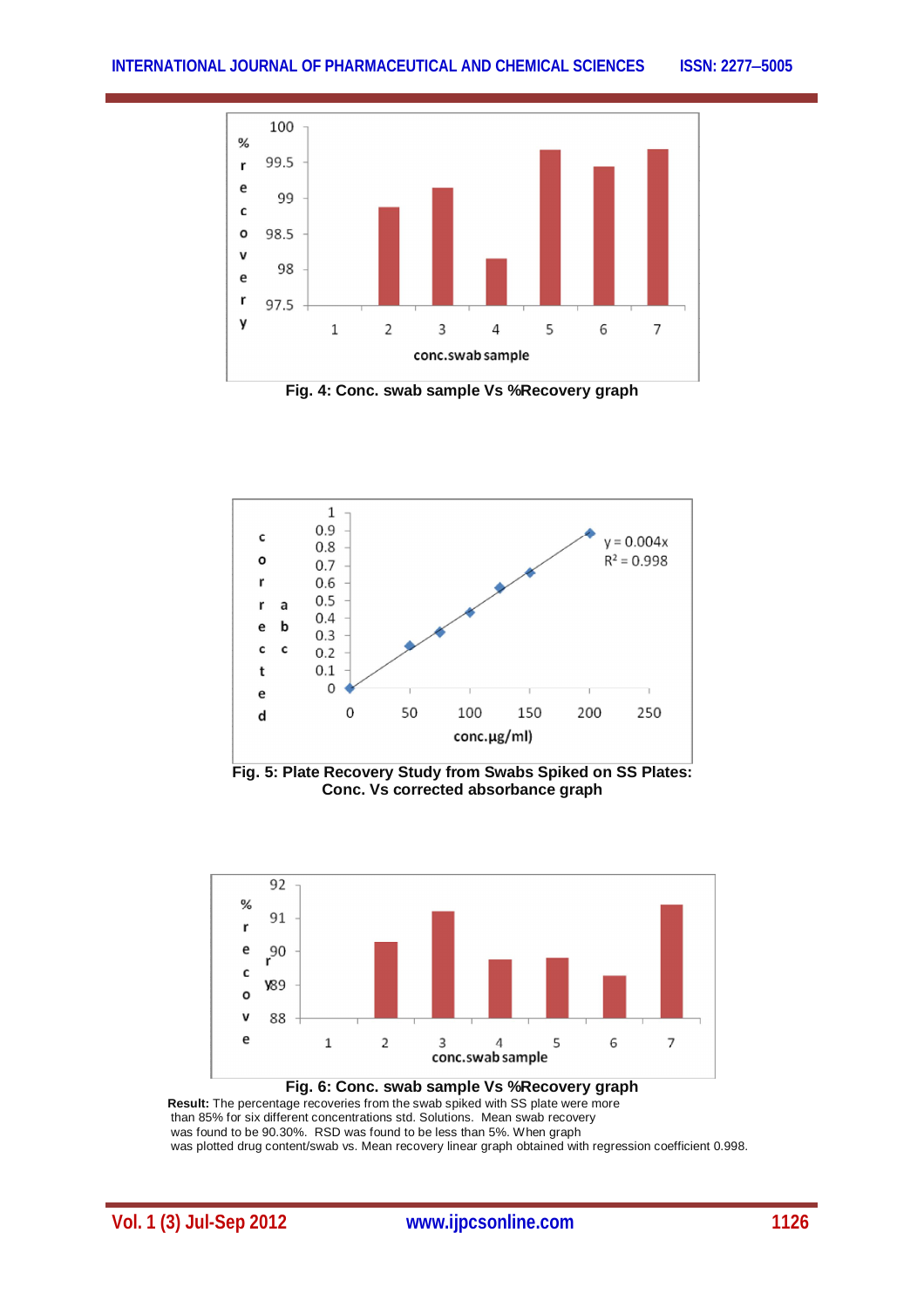% recovery

100
99.5
99
98.5
98
97.5

1 2 3 4 5 6 7

conc.swab sample

**Fig. 4: Conc. swab sample Vs %Recovery graph**

corrected abc

1
0.9
0.8
0.7
0.6
0.5
0.4
0.3
0.2
0.1
0

0 50 100 150 200 250

conc.µg/ml)

y = 0.004x
$R^2$ = 0.998

**Fig. 5: Plate Recovery Study from Swabs Spiked on SS Plates: Conc. Vs corrected absorbance graph**

% recove

92
91
90
89
88

r
y

1 2 3 4 5 6 7

conc.swab sample

**Fig. 6: Conc. swab sample Vs %Recovery graph**

**Result:** The percentage recoveries from the swab spiked with SS plate were more than 85% for six different concentrations std. Solutions. Mean swab recovery was found to be 90.30%. RSD was found to be less than 5%. When graph was plotted drug content/swab vs. Mean recovery linear graph obtained with regression coefficient 0.998.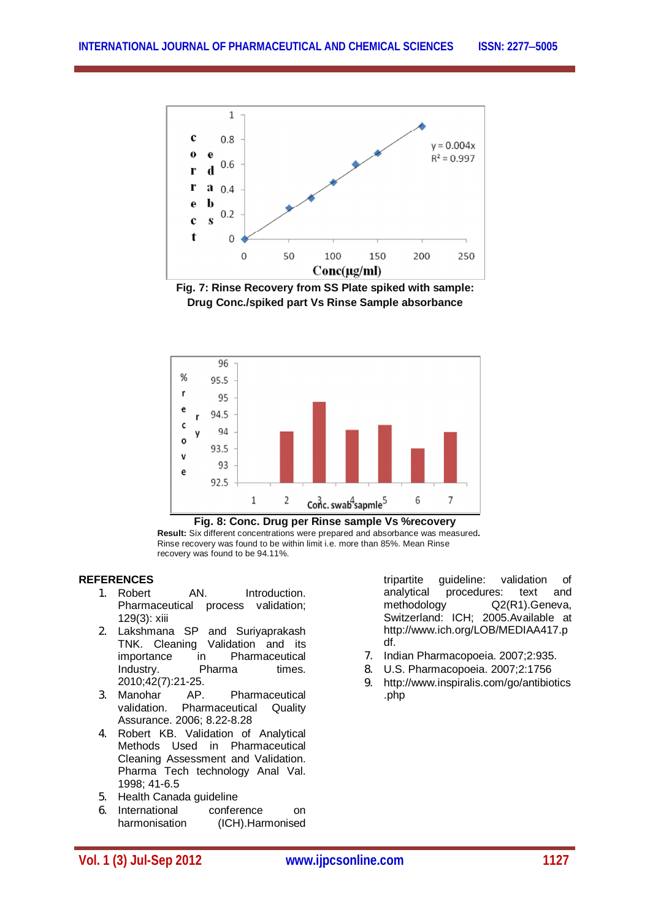1

0.8

0.6

0.4

0.2

0

corrected abs

0 50 100 150 200 250

Conc(µg/ml)

y = 0.004x

$R^2$ = 0.997

**Fig. 7: Rinse Recovery from SS Plate spiked with sample: Drug Conc./spiked part Vs Rinse Sample absorbance**

96

95.5

95

94.5

94

93.5

93

92.5

% recovery

1 2 3 4 5 6 7

Conc. swab sapmle

**Fig. 8: Conc. Drug per Rinse sample Vs %recovery**

**Result:** Six different concentrations were prepared and absorbance was measured**.** Rinse recovery was found to be within limit i.e. more than 85%. Mean Rinse recovery was found to be 94.11%.

## REFERENCES

1. Robert AN. Introduction. Pharmaceutical process validation; 129(3): xiii
2. Lakshmana SP and Suriyaprakash TNK. Cleaning Validation and its importance in Pharmaceutical Industry. Pharma times. 2010;42(7):21-25.
3. Manohar AP. Pharmaceutical validation. Pharmaceutical Quality Assurance. 2006; 8.22-8.28
4. Robert KB. Validation of Analytical Methods Used in Pharmaceutical Cleaning Assessment and Validation. Pharma Tech technology Anal Val. 1998; 41-6.5
5. Health Canada guideline
6. International conference on harmonisation (ICH).Harmonised tripartite guideline: validation of analytical procedures: text and methodology Q2(R1).Geneva, Switzerland: ICH; 2005.Available at http://www.ich.org/LOB/MEDIAA417.pdf.
7. Indian Pharmacopoeia. 2007;2:935.
8. U.S. Pharmacopoeia. 2007;2:1756
9. http://www.inspiralis.com/go/antibiotics.php